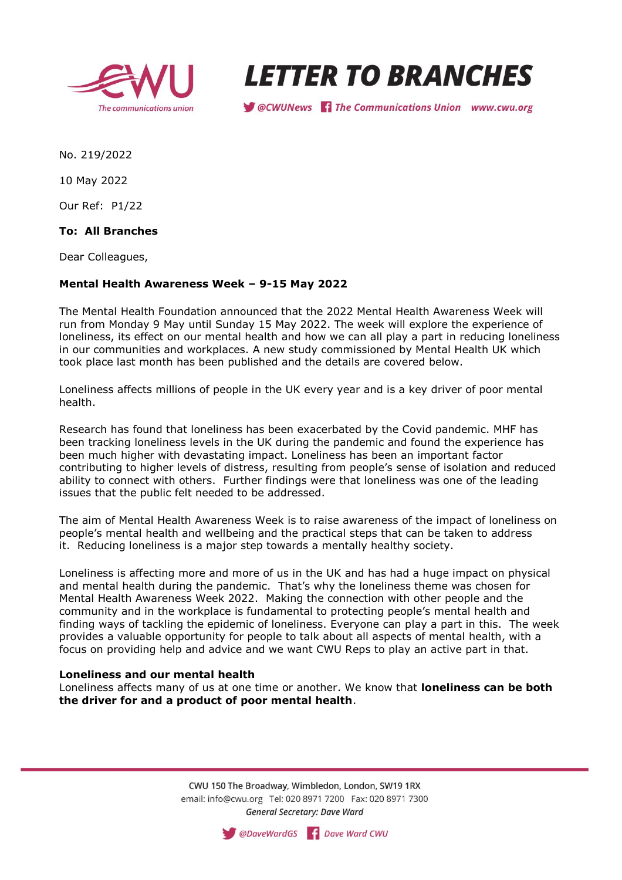# LETTER TO BRANCHES

No. 219/2022

10 May 2022

Our Ref: P1/22

**To: All Branches**

Dear Colleagues,

**Mental Health Awareness Week – 9-15 May 2022**

The Mental Health Foundation announced that the 2022 Mental Health Awareness Week will run from Monday 9 May until Sunday 15 May 2022. The week will explore the experience of loneliness, its effect on our mental health and how we can all play a part in reducing loneliness in our communities and workplaces. A new study commissioned by Mental Health UK which took place last month has been published and the details are covered below.

Loneliness affects millions of people in the UK every year and is a key driver of poor mental health.

Research has found that loneliness has been exacerbated by the Covid pandemic. MHF has been tracking loneliness levels in the UK during the pandemic and found the experience has been much higher with devastating impact. Loneliness has been an important factor contributing to higher levels of distress, resulting from people's sense of isolation and reduced ability to connect with others. Further findings were that loneliness was one of the leading issues that the public felt needed to be addressed.

The aim of Mental Health Awareness Week is to raise awareness of the impact of loneliness on people's mental health and wellbeing and the practical steps that can be taken to address it. Reducing loneliness is a major step towards a mentally healthy society.

Loneliness is affecting more and more of us in the UK and has had a huge impact on physical and mental health during the pandemic. That's why the loneliness theme was chosen for Mental Health Awareness Week 2022. Making the connection with other people and the community and in the workplace is fundamental to protecting people's mental health and finding ways of tackling the epidemic of loneliness. Everyone can play a part in this. The week provides a valuable opportunity for people to talk about all aspects of mental health, with a focus on providing help and advice and we want CWU Reps to play an active part in that.

**Loneliness and our mental health**

Loneliness affects many of us at one time or another. We know that **loneliness can be both the driver for and a product of poor mental health**.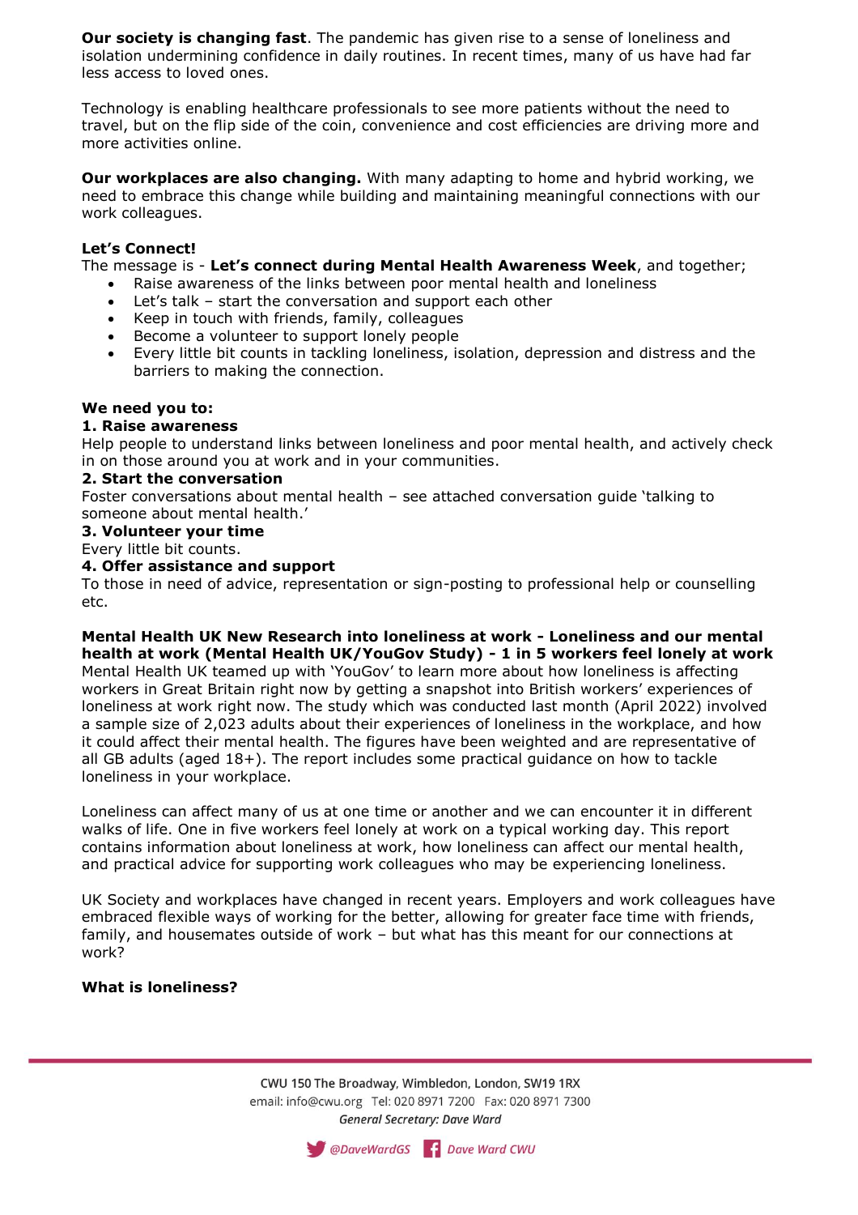**Our society is changing fast**. The pandemic has given rise to a sense of loneliness and isolation undermining confidence in daily routines. In recent times, many of us have had far less access to loved ones.

Technology is enabling healthcare professionals to see more patients without the need to travel, but on the flip side of the coin, convenience and cost efficiencies are driving more and more activities online.

**Our workplaces are also changing.** With many adapting to home and hybrid working, we need to embrace this change while building and maintaining meaningful connections with our work colleagues.

**Let's Connect!**

The message is - **Let's connect during Mental Health Awareness Week**, and together;

- Raise awareness of the links between poor mental health and loneliness
- Let's talk – start the conversation and support each other
- Keep in touch with friends, family, colleagues
- Become a volunteer to support lonely people
- Every little bit counts in tackling loneliness, isolation, depression and distress and the barriers to making the connection.

**We need you to:**

**1. Raise awareness**

Help people to understand links between loneliness and poor mental health, and actively check in on those around you at work and in your communities.

**2. Start the conversation**

Foster conversations about mental health – see attached conversation guide 'talking to someone about mental health.'

**3. Volunteer your time**

Every little bit counts.

**4. Offer assistance and support**

To those in need of advice, representation or sign-posting to professional help or counselling etc.

**Mental Health UK New Research into loneliness at work - Loneliness and our mental health at work (Mental Health UK/YouGov Study) - 1 in 5 workers feel lonely at work**

Mental Health UK teamed up with 'YouGov' to learn more about how loneliness is affecting workers in Great Britain right now by getting a snapshot into British workers' experiences of loneliness at work right now. The study which was conducted last month (April 2022) involved a sample size of 2,023 adults about their experiences of loneliness in the workplace, and how it could affect their mental health. The figures have been weighted and are representative of all GB adults (aged 18+). The report includes some practical guidance on how to tackle loneliness in your workplace.

Loneliness can affect many of us at one time or another and we can encounter it in different walks of life. One in five workers feel lonely at work on a typical working day. This report contains information about loneliness at work, how loneliness can affect our mental health, and practical advice for supporting work colleagues who may be experiencing loneliness.

UK Society and workplaces have changed in recent years. Employers and work colleagues have embraced flexible ways of working for the better, allowing for greater face time with friends, family, and housemates outside of work – but what has this meant for our connections at work?

**What is loneliness?**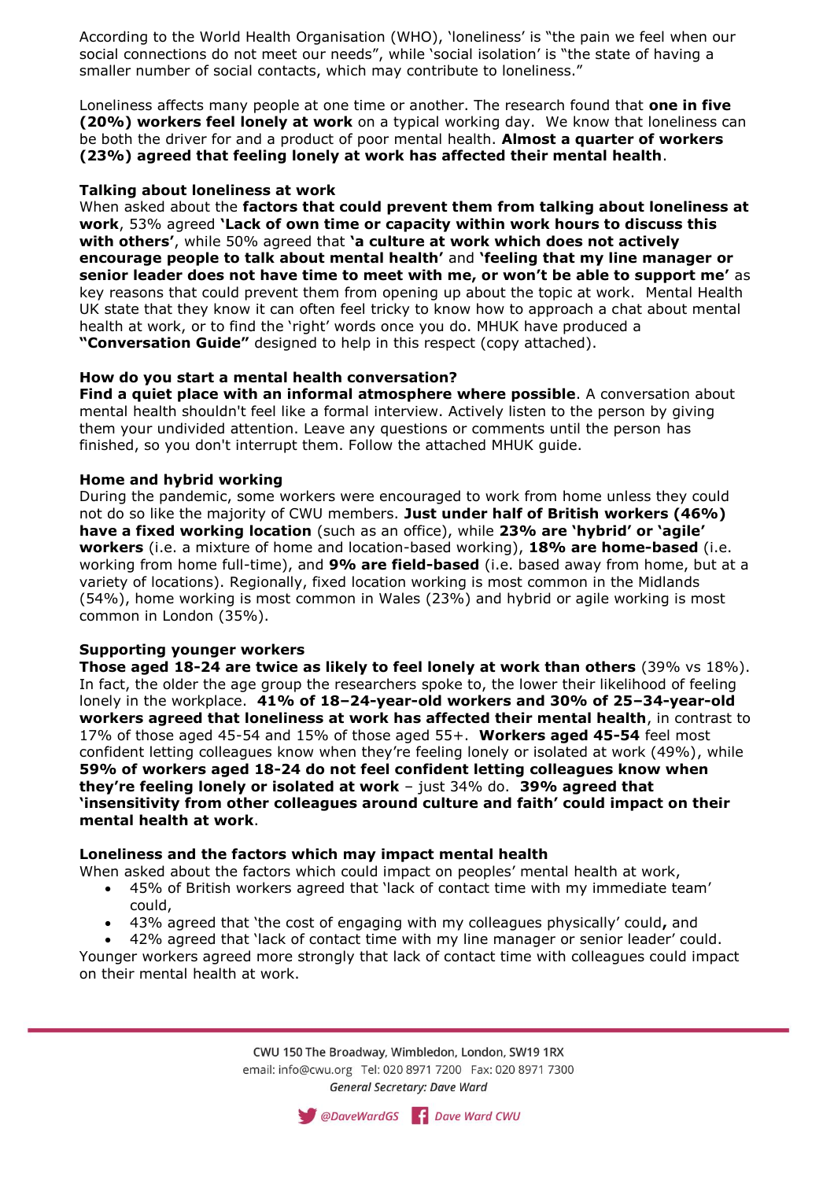According to the World Health Organisation (WHO), 'loneliness' is "the pain we feel when our social connections do not meet our needs", while 'social isolation' is "the state of having a smaller number of social contacts, which may contribute to loneliness."

Loneliness affects many people at one time or another. The research found that **one in five (20%) workers feel lonely at work** on a typical working day. We know that loneliness can be both the driver for and a product of poor mental health. **Almost a quarter of workers (23%) agreed that feeling lonely at work has affected their mental health**.

**Talking about loneliness at work**

When asked about the **factors that could prevent them from talking about loneliness at work**, 53% agreed **'Lack of own time or capacity within work hours to discuss this with others'**, while 50% agreed that **'a culture at work which does not actively encourage people to talk about mental health'** and **'feeling that my line manager or senior leader does not have time to meet with me, or won't be able to support me'** as key reasons that could prevent them from opening up about the topic at work. Mental Health UK state that they know it can often feel tricky to know how to approach a chat about mental health at work, or to find the 'right' words once you do. MHUK have produced a **"Conversation Guide"** designed to help in this respect (copy attached).

**How do you start a mental health conversation?**

**Find a quiet place with an informal atmosphere where possible**. A conversation about mental health shouldn't feel like a formal interview. Actively listen to the person by giving them your undivided attention. Leave any questions or comments until the person has finished, so you don't interrupt them. Follow the attached MHUK guide.

**Home and hybrid working**

During the pandemic, some workers were encouraged to work from home unless they could not do so like the majority of CWU members. **Just under half of British workers (46%) have a fixed working location** (such as an office), while **23% are 'hybrid' or 'agile' workers** (i.e. a mixture of home and location-based working), **18% are home-based** (i.e. working from home full-time), and **9% are field-based** (i.e. based away from home, but at a variety of locations). Regionally, fixed location working is most common in the Midlands (54%), home working is most common in Wales (23%) and hybrid or agile working is most common in London (35%).

**Supporting younger workers**

**Those aged 18-24 are twice as likely to feel lonely at work than others** (39% vs 18%). In fact, the older the age group the researchers spoke to, the lower their likelihood of feeling lonely in the workplace. **41% of 18–24-year-old workers and 30% of 25–34-year-old workers agreed that loneliness at work has affected their mental health**, in contrast to 17% of those aged 45-54 and 15% of those aged 55+. **Workers aged 45-54** feel most confident letting colleagues know when they're feeling lonely or isolated at work (49%), while **59% of workers aged 18-24 do not feel confident letting colleagues know when they're feeling lonely or isolated at work** – just 34% do. **39% agreed that 'insensitivity from other colleagues around culture and faith' could impact on their mental health at work**.

**Loneliness and the factors which may impact mental health**

When asked about the factors which could impact on peoples' mental health at work,

- 45% of British workers agreed that 'lack of contact time with my immediate team' could,
- 43% agreed that 'the cost of engaging with my colleagues physically' could**,** and
- 42% agreed that 'lack of contact time with my line manager or senior leader' could.

Younger workers agreed more strongly that lack of contact time with colleagues could impact on their mental health at work.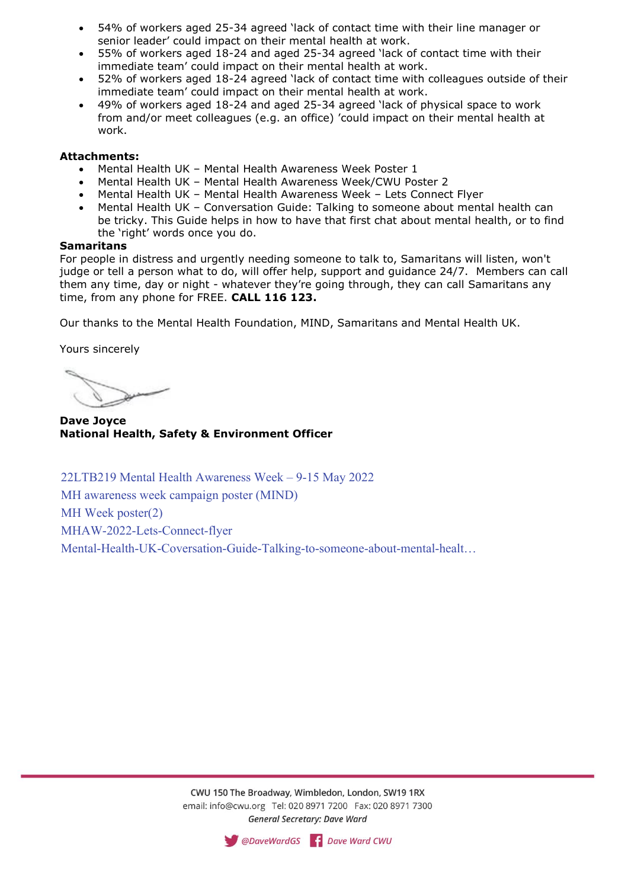- 54% of workers aged 25-34 agreed 'lack of contact time with their line manager or senior leader' could impact on their mental health at work.
- 55% of workers aged 18-24 and aged 25-34 agreed 'lack of contact time with their immediate team' could impact on their mental health at work.
- 52% of workers aged 18-24 agreed 'lack of contact time with colleagues outside of their immediate team' could impact on their mental health at work.
- 49% of workers aged 18-24 and aged 25-34 agreed 'lack of physical space to work from and/or meet colleagues (e.g. an office) 'could impact on their mental health at work.

**Attachments:**

- Mental Health UK – Mental Health Awareness Week Poster 1
- Mental Health UK – Mental Health Awareness Week/CWU Poster 2
- Mental Health UK – Mental Health Awareness Week – Lets Connect Flyer
- Mental Health UK – Conversation Guide: Talking to someone about mental health can be tricky. This Guide helps in how to have that first chat about mental health, or to find the 'right' words once you do.

**Samaritans**

For people in distress and urgently needing someone to talk to, Samaritans will listen, won't judge or tell a person what to do, will offer help, support and guidance 24/7. Members can call them any time, day or night - whatever they're going through, they can call Samaritans any time, from any phone for FREE. **CALL 116 123.**

Our thanks to the Mental Health Foundation, MIND, Samaritans and Mental Health UK.

Yours sincerely

**Dave Joyce**
**National Health, Safety & Environment Officer**

22LTB219 Mental Health Awareness Week – 9-15 May 2022
MH awareness week campaign poster (MIND)
MH Week poster(2)
MHAW-2022-Lets-Connect-flyer
Mental-Health-UK-Coversation-Guide-Talking-to-someone-about-mental-healt…

CWU 150 The Broadway, Wimbledon, London, SW19 1RX
email: info@cwu.org Tel: 020 8971 7200 Fax: 020 8971 7300
*General Secretary: Dave Ward*
*@DaveWardGS* *Dave Ward CWU*